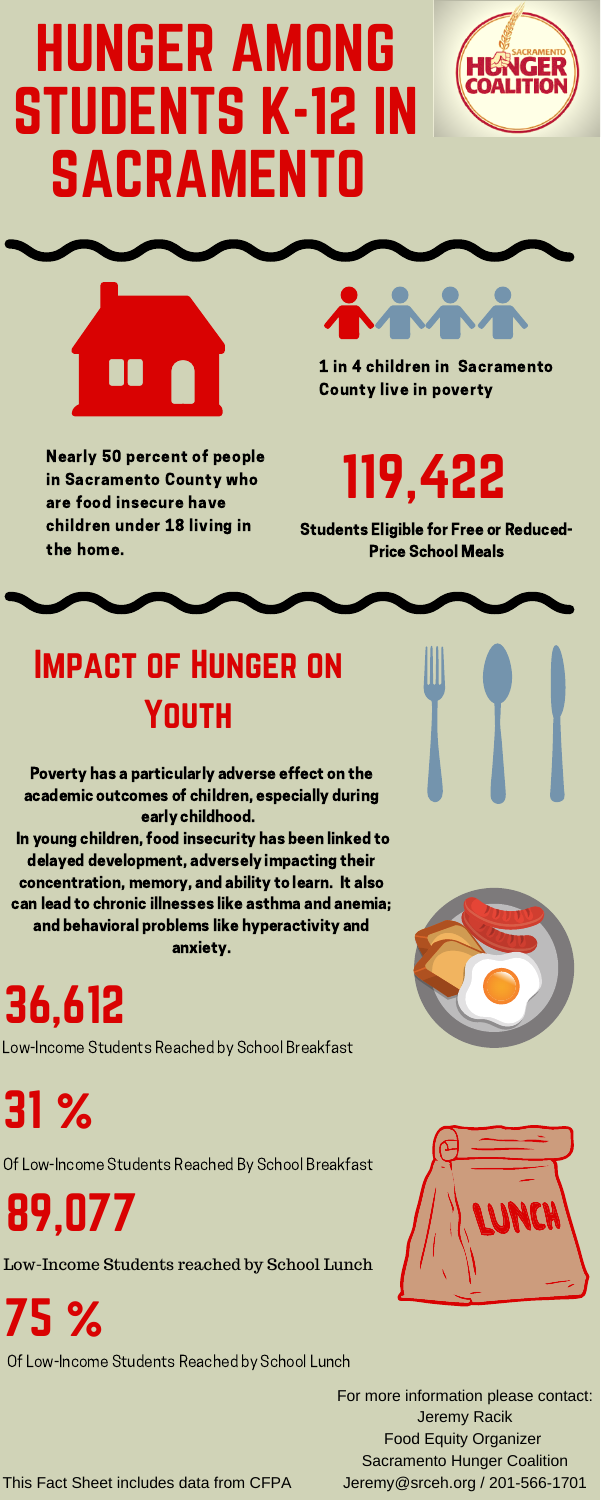# HUNGER AMONG STUDENTS K-12 IN SACRAMENTO

**1 in 4 children in Sacramento County live in poverty**

**Nearly 50 percent of people in Sacramento County who are food insecure have children under 18 living in the home.**

# 119,422

**Students Eligible for Free or Reduced-Price School Meals**

## Impact of Hunger on Youth

**Poverty has a particularly adverse effect on the academic outcomes of children, especially during early childhood.**
**In young children, food insecurity has been linked to delayed development, adversely impacting their concentration, memory, and ability to learn. It also can lead to chronic illnesses like asthma and anemia; and behavioral problems like hyperactivity and anxiety.**

# 36,612

Low-Income Students Reached by School Breakfast

# 31 %

Of Low-Income Students Reached By School Breakfast

# 89,077

Low-Income Students reached by School Lunch

# 75 %

Of Low-Income Students Reached by School Lunch

For more information please contact:
Jeremy Racik
Food Equity Organizer
Sacramento Hunger Coalition
Jeremy@srceh.org / 201-566-1701

This Fact Sheet includes data from CFPA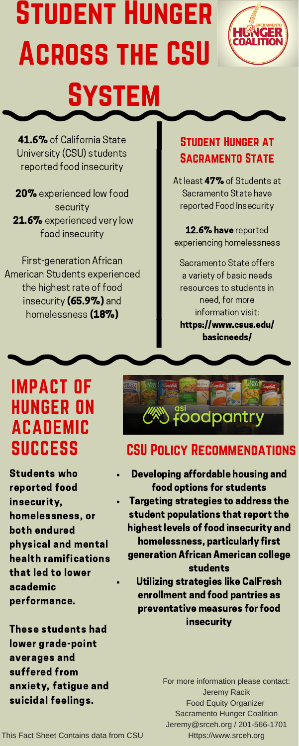# Student Hunger Across the CSU System

**41.6%** of California State University (CSU) students reported food insecurity

**20%** experienced low food security
**21.6%** experienced very low food insecurity

First-generation African American Students experienced the highest rate of food insecurity **(65.9%)** and homelessness **(18%)**

## Student Hunger at Sacramento State

At least **47%** of Students at Sacramento State have reported Food Insecurity

**12.6% have** reported experiencing homelessness

Sacramento State offers a variety of basic needs resources to students in need, for more information visit: **https://www.csus.edu/basicneeds/**

## Impact of Hunger on Academic Success

**Students who reported food insecurity, homelessness, or both endured physical and mental health ramifications that led to lower academic performance.**

**These students had lower grade-point averages and suffered from anxiety, fatigue and suicidal feelings.**

## CSU Policy Recommendations

- **Developing affordable housing and food options for students**
- **Targeting strategies to address the student populations that report the highest levels of food insecurity and homelessness, particularly first generation African American college students**
- **Utilizing strategies like CalFresh enrollment and food pantries as preventative measures for food insecurity**

For more information please contact:
Jeremy Racik
Food Equity Organizer
Sacramento Hunger Coalition
Jeremy@srceh.org / 201-566-1701
Https://www.srceh.org

This Fact Sheet Contains data from CSU